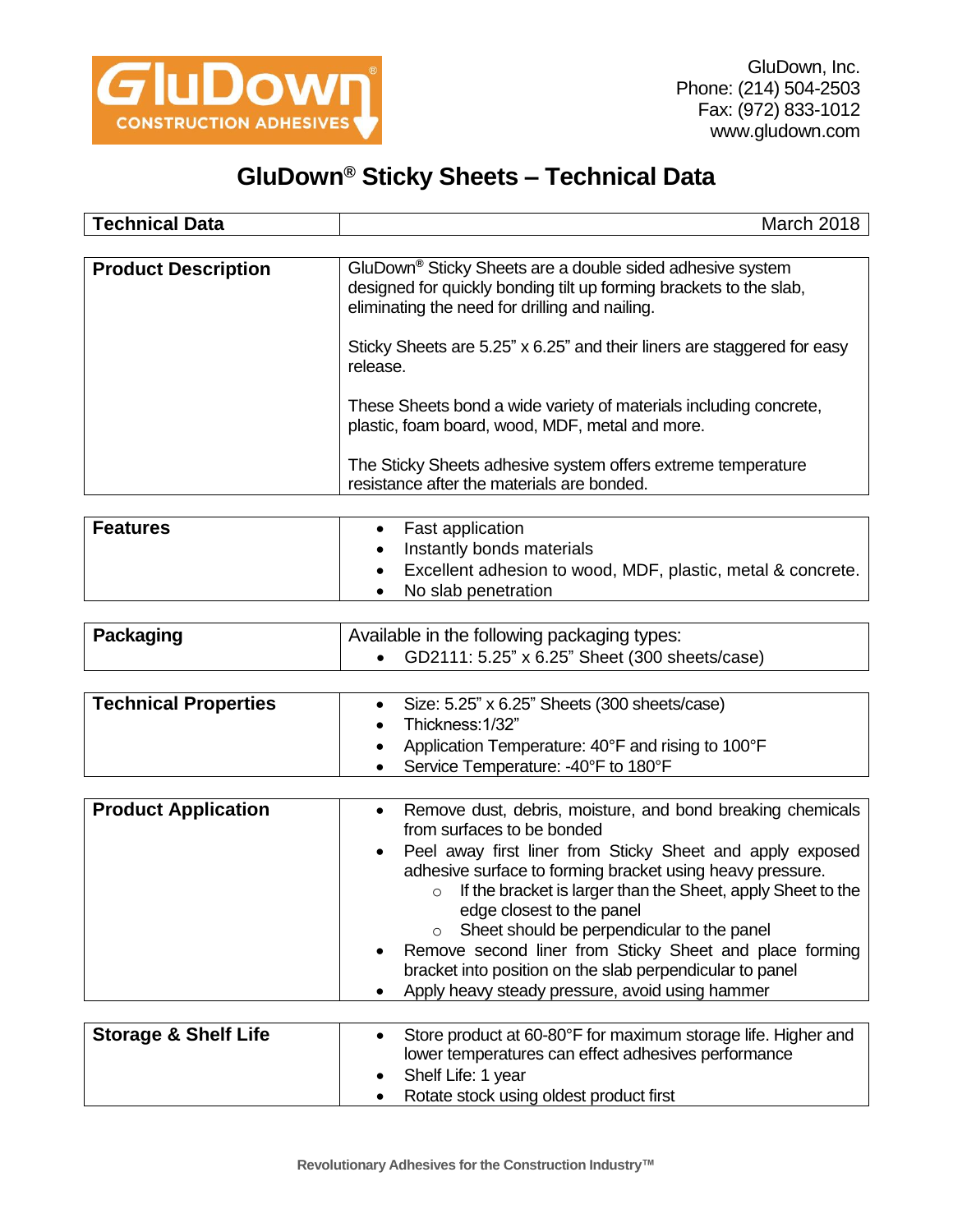GluDown, Inc.
Phone: (214) 504-2503
Fax: (972) 833-1012
www.gludown.com

# GluDown® Sticky Sheets – Technical Data

| **Technical Data** | March 2018 |
|---|---|

| **Product Description** | GluDown® Sticky Sheets are a double sided adhesive system designed for quickly bonding tilt up forming brackets to the slab, eliminating the need for drilling and nailing.<br><br>Sticky Sheets are 5.25" x 6.25" and their liners are staggered for easy release.<br><br>These Sheets bond a wide variety of materials including concrete, plastic, foam board, wood, MDF, metal and more.<br><br>The Sticky Sheets adhesive system offers extreme temperature resistance after the materials are bonded. |
|---|---|

| **Features** | • Fast application<br>• Instantly bonds materials<br>• Excellent adhesion to wood, MDF, plastic, metal & concrete.<br>• No slab penetration |
|---|---|

| **Packaging** | Available in the following packaging types:<br>• GD2111: 5.25" x 6.25" Sheet (300 sheets/case) |
|---|---|

| **Technical Properties** | • Size: 5.25" x 6.25" Sheets (300 sheets/case)<br>• Thickness:1/32"<br>• Application Temperature: 40°F and rising to 100°F<br>• Service Temperature: -40°F to 180°F |
|---|---|

| **Product Application** | • Remove dust, debris, moisture, and bond breaking chemicals from surfaces to be bonded<br>• Peel away first liner from Sticky Sheet and apply exposed adhesive surface to forming bracket using heavy pressure.<br>&nbsp;&nbsp;&nbsp;&nbsp;○ If the bracket is larger than the Sheet, apply Sheet to the edge closest to the panel<br>&nbsp;&nbsp;&nbsp;&nbsp;○ Sheet should be perpendicular to the panel<br>• Remove second liner from Sticky Sheet and place forming bracket into position on the slab perpendicular to panel<br>• Apply heavy steady pressure, avoid using hammer |
|---|---|

| **Storage & Shelf Life** | • Store product at 60-80°F for maximum storage life. Higher and lower temperatures can effect adhesives performance<br>• Shelf Life: 1 year<br>• Rotate stock using oldest product first |
|---|---|

Revolutionary Adhesives for the Construction Industry™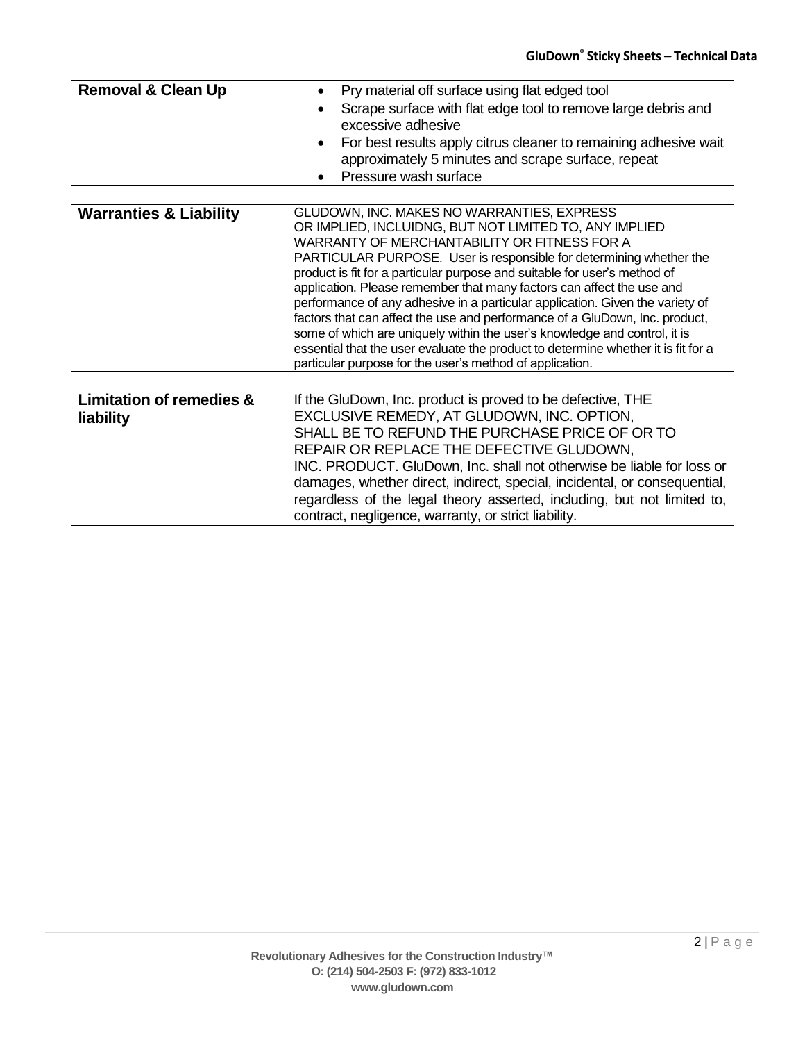| | |
|---|---|
| **Removal & Clean Up** | • Pry material off surface using flat edged tool<br>• Scrape surface with flat edge tool to remove large debris and excessive adhesive<br>• For best results apply citrus cleaner to remaining adhesive wait approximately 5 minutes and scrape surface, repeat<br>• Pressure wash surface |

| | |
|---|---|
| **Warranties & Liability** | GLUDOWN, INC. MAKES NO WARRANTIES, EXPRESS OR IMPLIED, INCLUIDNG, BUT NOT LIMITED TO, ANY IMPLIED WARRANTY OF MERCHANTABILITY OR FITNESS FOR A PARTICULAR PURPOSE. User is responsible for determining whether the product is fit for a particular purpose and suitable for user's method of application. Please remember that many factors can affect the use and performance of any adhesive in a particular application. Given the variety of factors that can affect the use and performance of a GluDown, Inc. product, some of which are uniquely within the user's knowledge and control, it is essential that the user evaluate the product to determine whether it is fit for a particular purpose for the user's method of application. |

| | |
|---|---|
| **Limitation of remedies & liability** | If the GluDown, Inc. product is proved to be defective, THE EXCLUSIVE REMEDY, AT GLUDOWN, INC. OPTION, SHALL BE TO REFUND THE PURCHASE PRICE OF OR TO REPAIR OR REPLACE THE DEFECTIVE GLUDOWN, INC. PRODUCT. GluDown, Inc. shall not otherwise be liable for loss or damages, whether direct, indirect, special, incidental, or consequential, regardless of the legal theory asserted, including, but not limited to, contract, negligence, warranty, or strict liability. |